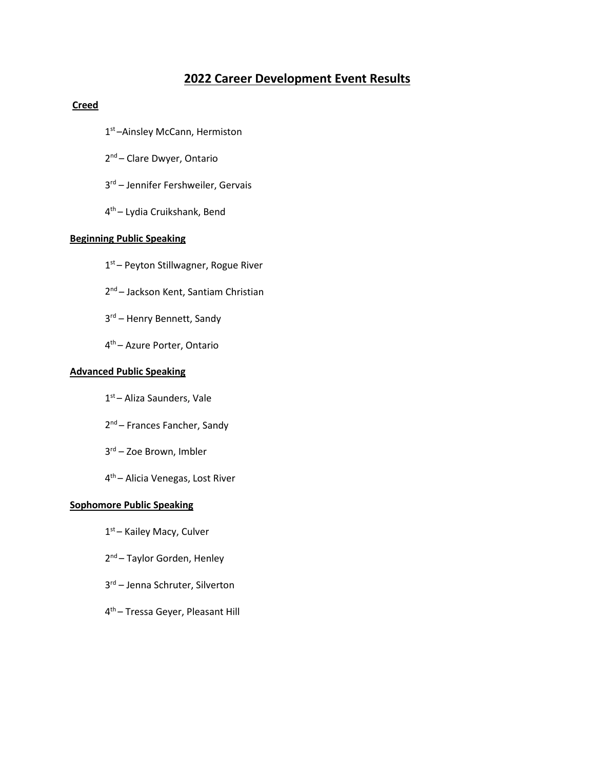# 2022 Career Development Event Results

**Creed**

1st –Ainsley McCann, Hermiston

2nd – Clare Dwyer, Ontario

3rd – Jennifer Fershweiler, Gervais

4th – Lydia Cruikshank, Bend

**Beginning Public Speaking**

1st – Peyton Stillwagner, Rogue River

2nd – Jackson Kent, Santiam Christian

3rd – Henry Bennett, Sandy

4th – Azure Porter, Ontario

**Advanced Public Speaking**

1st – Aliza Saunders, Vale

2nd – Frances Fancher, Sandy

3rd – Zoe Brown, Imbler

4th – Alicia Venegas, Lost River

**Sophomore Public Speaking**

1st – Kailey Macy, Culver

2nd – Taylor Gorden, Henley

3rd – Jenna Schruter, Silverton

4th – Tressa Geyer, Pleasant Hill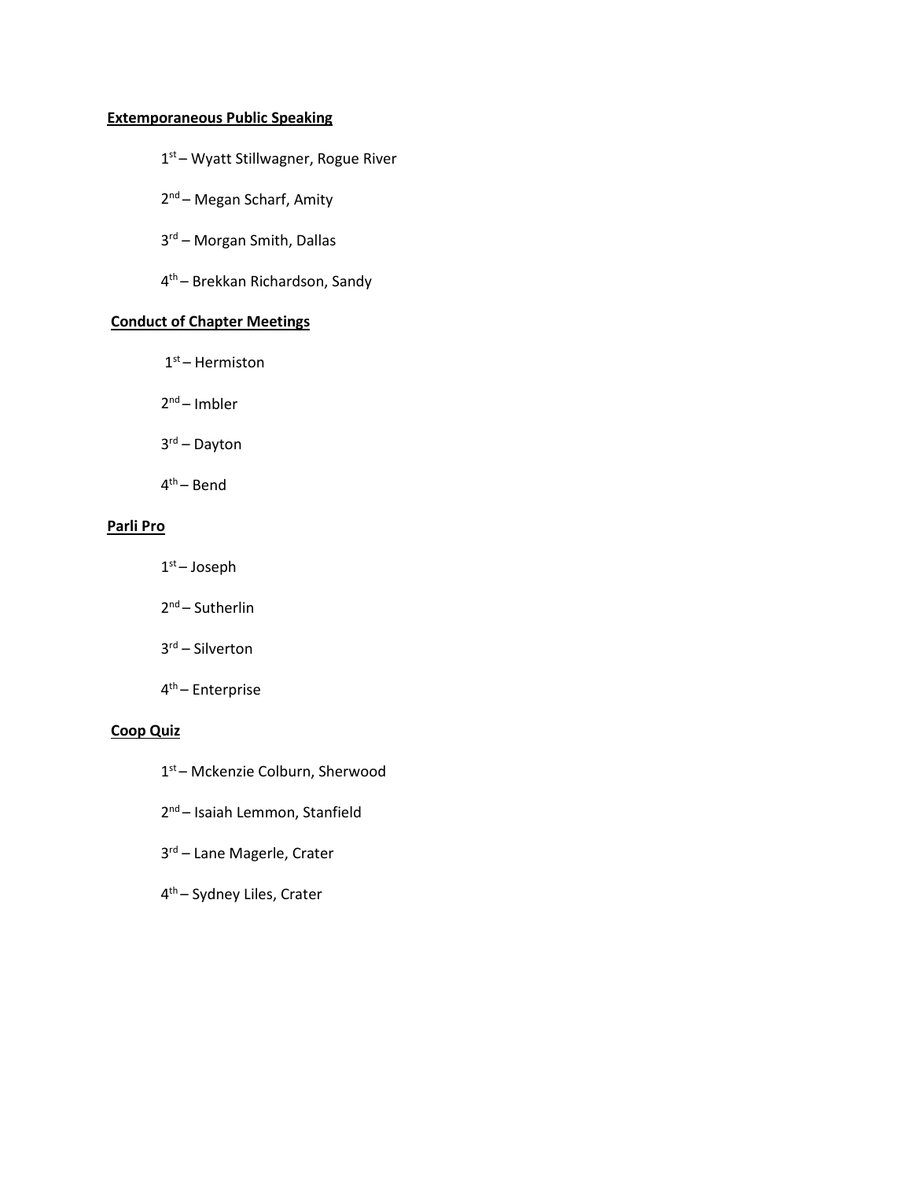**Extemporaneous Public Speaking**

1st – Wyatt Stillwagner, Rogue River

2nd – Megan Scharf, Amity

3rd – Morgan Smith, Dallas

4th – Brekkan Richardson, Sandy

**Conduct of Chapter Meetings**

1st – Hermiston

2nd – Imbler

3rd – Dayton

4th – Bend

**Parli Pro**

1st – Joseph

2nd – Sutherlin

3rd – Silverton

4th – Enterprise

**Coop Quiz**

1st – Mckenzie Colburn, Sherwood

2nd – Isaiah Lemmon, Stanfield

3rd – Lane Magerle, Crater

4th – Sydney Liles, Crater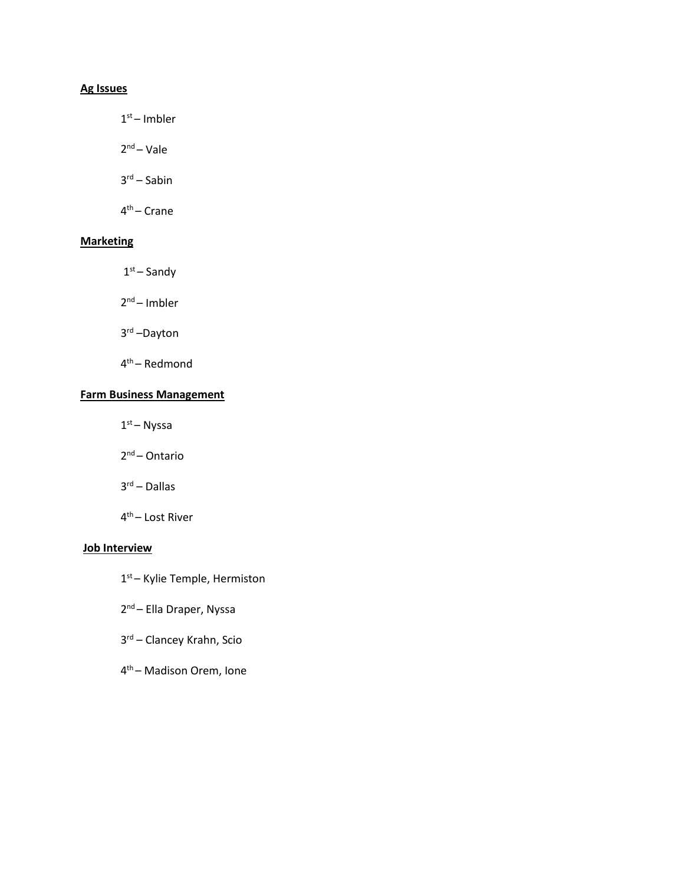**Ag Issues**

1st – Imbler

2nd – Vale

3rd – Sabin

4th – Crane

**Marketing**

1st – Sandy

2nd – Imbler

3rd –Dayton

4th – Redmond

**Farm Business Management**

1st – Nyssa

2nd – Ontario

3rd – Dallas

4th – Lost River

**Job Interview**

1st – Kylie Temple, Hermiston

2nd – Ella Draper, Nyssa

3rd – Clancey Krahn, Scio

4th – Madison Orem, Ione